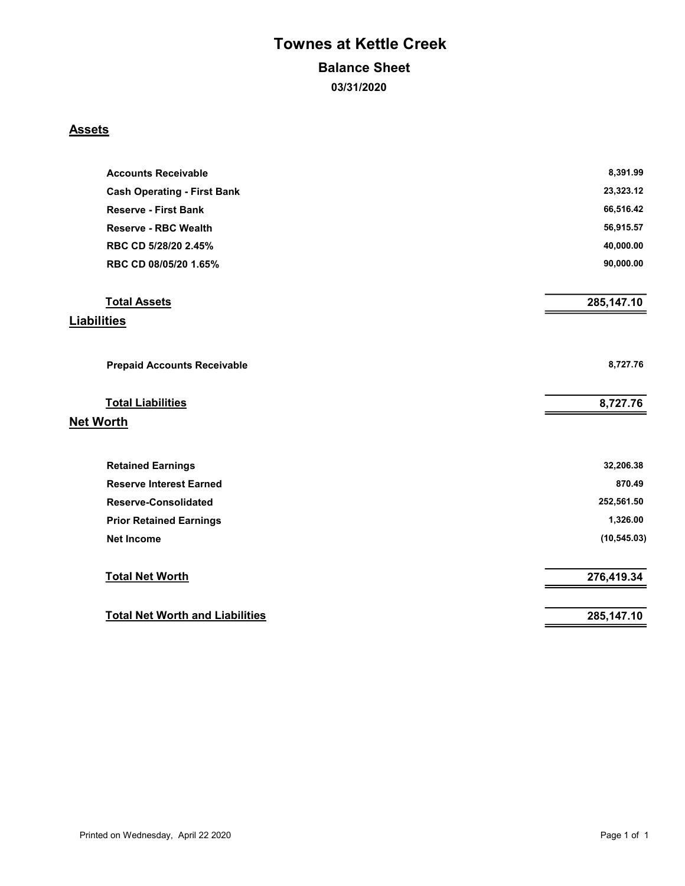# Townes at Kettle Creek

## Balance Sheet

### 03/31/2020

## Assets

| | |
|---|---:|
| **Accounts Receivable** | 8,391.99 |
| **Cash Operating - First Bank** | 23,323.12 |
| **Reserve - First Bank** | 66,516.42 |
| **Reserve - RBC Wealth** | 56,915.57 |
| **RBC CD 5/28/20 2.45%** | 40,000.00 |
| **RBC CD 08/05/20 1.65%** | 90,000.00 |
| **Total Assets** | **285,147.10** |

## Liabilities

| | |
|---|---:|
| **Prepaid Accounts Receivable** | 8,727.76 |
| **Total Liabilities** | **8,727.76** |

## Net Worth

| | |
|---|---:|
| **Retained Earnings** | 32,206.38 |
| **Reserve Interest Earned** | 870.49 |
| **Reserve-Consolidated** | 252,561.50 |
| **Prior Retained Earnings** | 1,326.00 |
| **Net Income** | (10,545.03) |
| **Total Net Worth** | **276,419.34** |
| **Total Net Worth and Liabilities** | **285,147.10** |

Printed on Wednesday, April 22 2020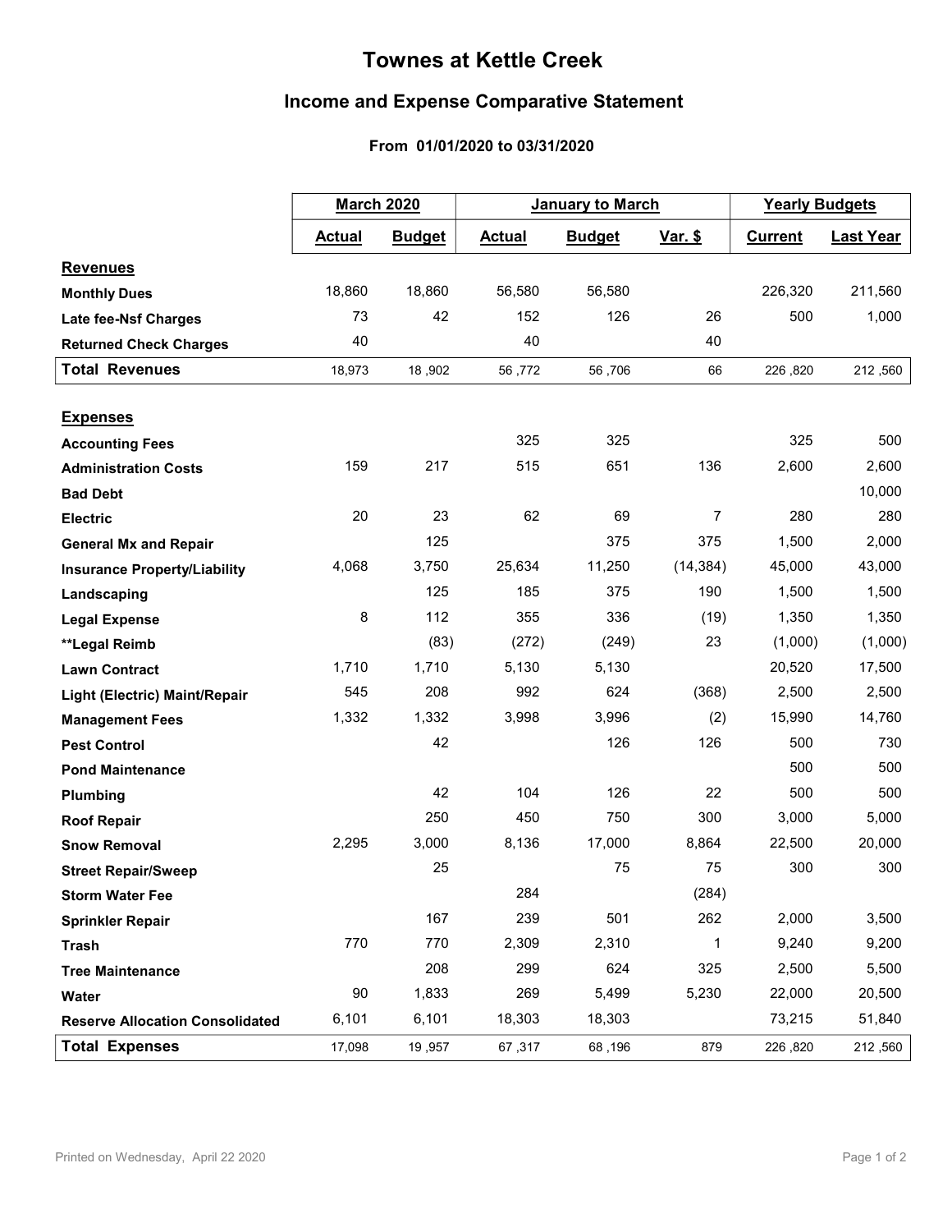# Townes at Kettle Creek

## Income and Expense Comparative Statement

### From 01/01/2020 to 03/31/2020

| | March 2020 | | January to March | | | Yearly Budgets | |
|---|---|---|---|---|---|---|---|
| | **Actual** | **Budget** | **Actual** | **Budget** | **Var. $** | **Current** | **Last Year** |
| **Revenues** | | | | | | | |
| **Monthly Dues** | 18,860 | 18,860 | 56,580 | 56,580 | | 226,320 | 211,560 |
| **Late fee-Nsf Charges** | 73 | 42 | 152 | 126 | 26 | 500 | 1,000 |
| **Returned Check Charges** | 40 | | 40 | | 40 | | |
| **Total Revenues** | 18,973 | 18,902 | 56,772 | 56,706 | 66 | 226,820 | 212,560 |
| **Expenses** | | | | | | | |
| **Accounting Fees** | | | 325 | 325 | | 325 | 500 |
| **Administration Costs** | 159 | 217 | 515 | 651 | 136 | 2,600 | 2,600 |
| **Bad Debt** | | | | | | | 10,000 |
| **Electric** | 20 | 23 | 62 | 69 | 7 | 280 | 280 |
| **General Mx and Repair** | | 125 | | 375 | 375 | 1,500 | 2,000 |
| **Insurance Property/Liability** | 4,068 | 3,750 | 25,634 | 11,250 | (14,384) | 45,000 | 43,000 |
| **Landscaping** | | 125 | 185 | 375 | 190 | 1,500 | 1,500 |
| **Legal Expense** | 8 | 112 | 355 | 336 | (19) | 1,350 | 1,350 |
| **\*\*Legal Reimb** | | (83) | (272) | (249) | 23 | (1,000) | (1,000) |
| **Lawn Contract** | 1,710 | 1,710 | 5,130 | 5,130 | | 20,520 | 17,500 |
| **Light (Electric) Maint/Repair** | 545 | 208 | 992 | 624 | (368) | 2,500 | 2,500 |
| **Management Fees** | 1,332 | 1,332 | 3,998 | 3,996 | (2) | 15,990 | 14,760 |
| **Pest Control** | | 42 | | 126 | 126 | 500 | 730 |
| **Pond Maintenance** | | | | | | 500 | 500 |
| **Plumbing** | | 42 | 104 | 126 | 22 | 500 | 500 |
| **Roof Repair** | | 250 | 450 | 750 | 300 | 3,000 | 5,000 |
| **Snow Removal** | 2,295 | 3,000 | 8,136 | 17,000 | 8,864 | 22,500 | 20,000 |
| **Street Repair/Sweep** | | 25 | | 75 | 75 | 300 | 300 |
| **Storm Water Fee** | | | 284 | | (284) | | |
| **Sprinkler Repair** | | 167 | 239 | 501 | 262 | 2,000 | 3,500 |
| **Trash** | 770 | 770 | 2,309 | 2,310 | 1 | 9,240 | 9,200 |
| **Tree Maintenance** | | 208 | 299 | 624 | 325 | 2,500 | 5,500 |
| **Water** | 90 | 1,833 | 269 | 5,499 | 5,230 | 22,000 | 20,500 |
| **Reserve Allocation Consolidated** | 6,101 | 6,101 | 18,303 | 18,303 | | 73,215 | 51,840 |
| **Total Expenses** | 17,098 | 19,957 | 67,317 | 68,196 | 879 | 226,820 | 212,560 |

Printed on Wednesday, April 22 2020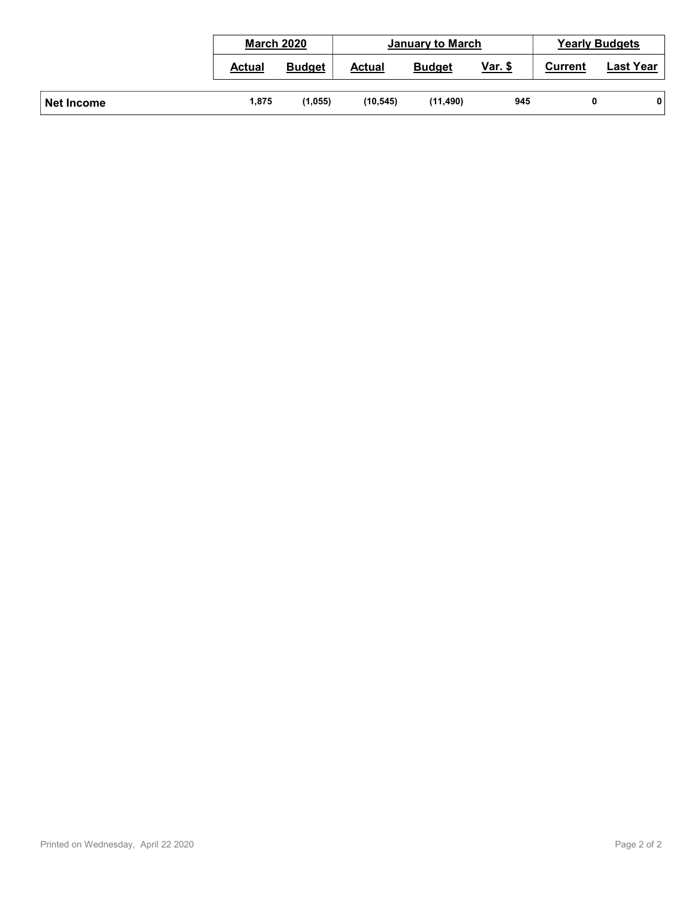| | March 2020 | | January to March | | | Yearly Budgets | |
|---|---|---|---|---|---|---|---|
| | **Actual** | **Budget** | **Actual** | **Budget** | **Var. $** | **Current** | **Last Year** |
| **Net Income** | **1,875** | **(1,055)** | **(10,545)** | **(11,490)** | **945** | **0** | **0** |

Printed on Wednesday, April 22 2020